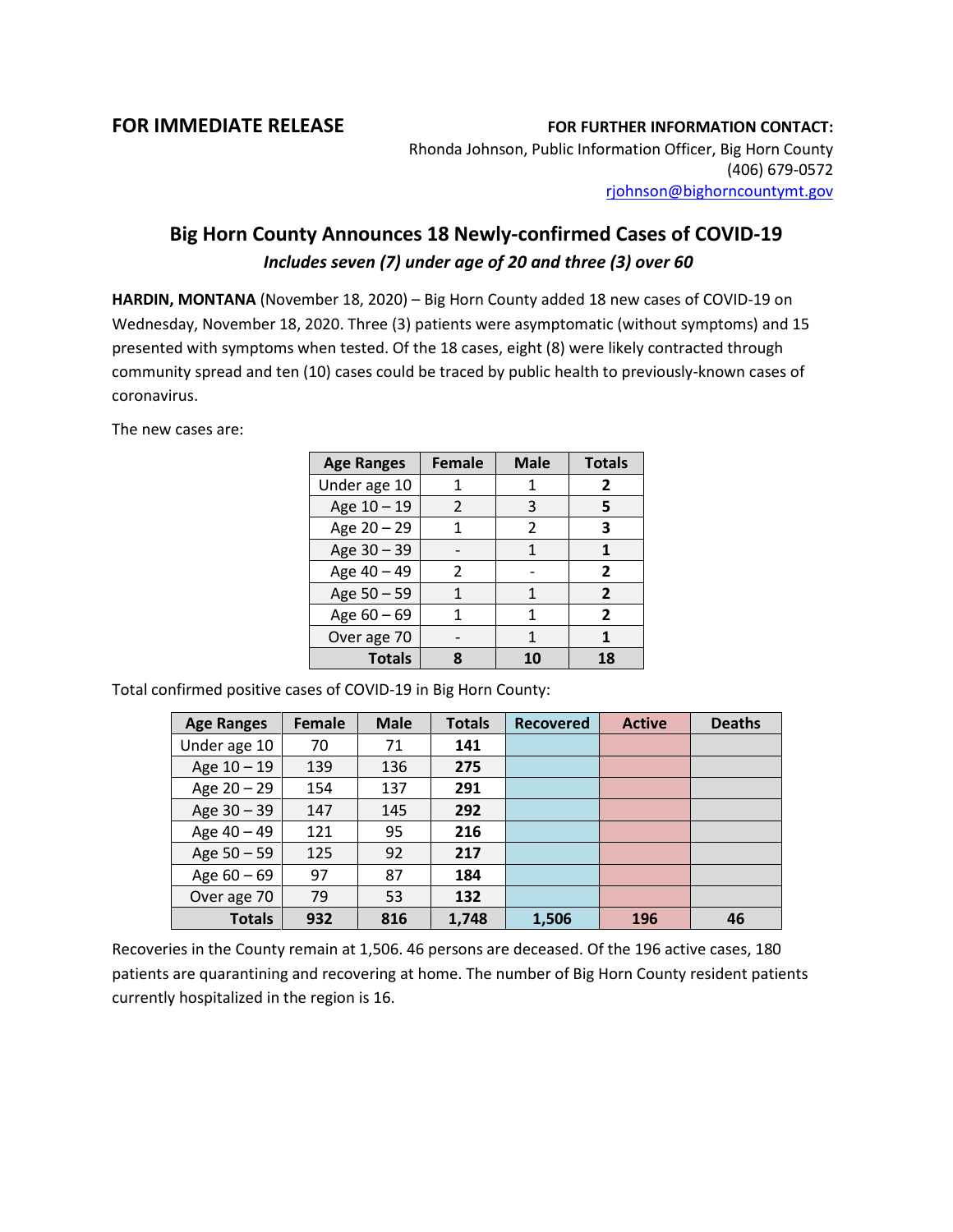**FOR IMMEDIATE RELEASE**

**FOR FURTHER INFORMATION CONTACT:**
Rhonda Johnson, Public Information Officer, Big Horn County
(406) 679-0572
rjohnson@bighorncountymt.gov

## Big Horn County Announces 18 Newly-confirmed Cases of COVID-19

### *Includes seven (7) under age of 20 and three (3) over 60*

**HARDIN, MONTANA** (November 18, 2020) – Big Horn County added 18 new cases of COVID-19 on Wednesday, November 18, 2020. Three (3) patients were asymptomatic (without symptoms) and 15 presented with symptoms when tested. Of the 18 cases, eight (8) were likely contracted through community spread and ten (10) cases could be traced by public health to previously-known cases of coronavirus.

The new cases are:

| Age Ranges | Female | Male | Totals |
|---|---|---|---|
| Under age 10 | 1 | 1 | **2** |
| Age 10 – 19 | 2 | 3 | **5** |
| Age 20 – 29 | 1 | 2 | **3** |
| Age 30 – 39 | - | 1 | **1** |
| Age 40 – 49 | 2 | - | **2** |
| Age 50 – 59 | 1 | 1 | **2** |
| Age 60 – 69 | 1 | 1 | **2** |
| Over age 70 | - | 1 | **1** |
| **Totals** | **8** | **10** | **18** |

Total confirmed positive cases of COVID-19 in Big Horn County:

| Age Ranges | Female | Male | Totals | Recovered | Active | Deaths |
|---|---|---|---|---|---|---|
| Under age 10 | 70 | 71 | **141** | | | |
| Age 10 – 19 | 139 | 136 | **275** | | | |
| Age 20 – 29 | 154 | 137 | **291** | | | |
| Age 30 – 39 | 147 | 145 | **292** | | | |
| Age 40 – 49 | 121 | 95 | **216** | | | |
| Age 50 – 59 | 125 | 92 | **217** | | | |
| Age 60 – 69 | 97 | 87 | **184** | | | |
| Over age 70 | 79 | 53 | **132** | | | |
| **Totals** | **932** | **816** | **1,748** | **1,506** | **196** | **46** |

Recoveries in the County remain at 1,506. 46 persons are deceased. Of the 196 active cases, 180 patients are quarantining and recovering at home. The number of Big Horn County resident patients currently hospitalized in the region is 16.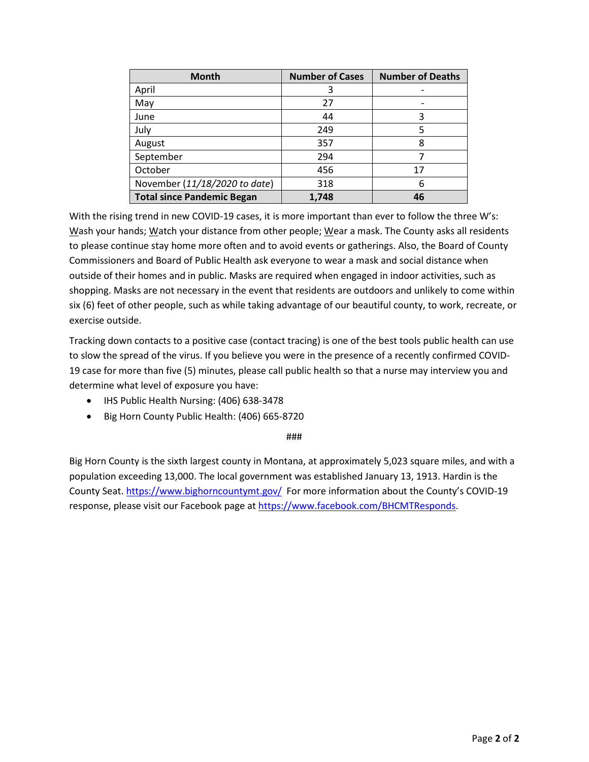| Month | Number of Cases | Number of Deaths |
|---|---|---|
| April | 3 | - |
| May | 27 | - |
| June | 44 | 3 |
| July | 249 | 5 |
| August | 357 | 8 |
| September | 294 | 7 |
| October | 456 | 17 |
| November (*11/18/2020 to date*) | 318 | 6 |
| **Total since Pandemic Began** | **1,748** | **46** |

With the rising trend in new COVID-19 cases, it is more important than ever to follow the three W's: Wash your hands; Watch your distance from other people; Wear a mask. The County asks all residents to please continue stay home more often and to avoid events or gatherings. Also, the Board of County Commissioners and Board of Public Health ask everyone to wear a mask and social distance when outside of their homes and in public. Masks are required when engaged in indoor activities, such as shopping. Masks are not necessary in the event that residents are outdoors and unlikely to come within six (6) feet of other people, such as while taking advantage of our beautiful county, to work, recreate, or exercise outside.

Tracking down contacts to a positive case (contact tracing) is one of the best tools public health can use to slow the spread of the virus. If you believe you were in the presence of a recently confirmed COVID-19 case for more than five (5) minutes, please call public health so that a nurse may interview you and determine what level of exposure you have:

- IHS Public Health Nursing: (406) 638-3478
- Big Horn County Public Health: (406) 665-8720

###

Big Horn County is the sixth largest county in Montana, at approximately 5,023 square miles, and with a population exceeding 13,000. The local government was established January 13, 1913. Hardin is the County Seat. https://www.bighorncountymt.gov/ For more information about the County's COVID-19 response, please visit our Facebook page at https://www.facebook.com/BHCMTResponds.